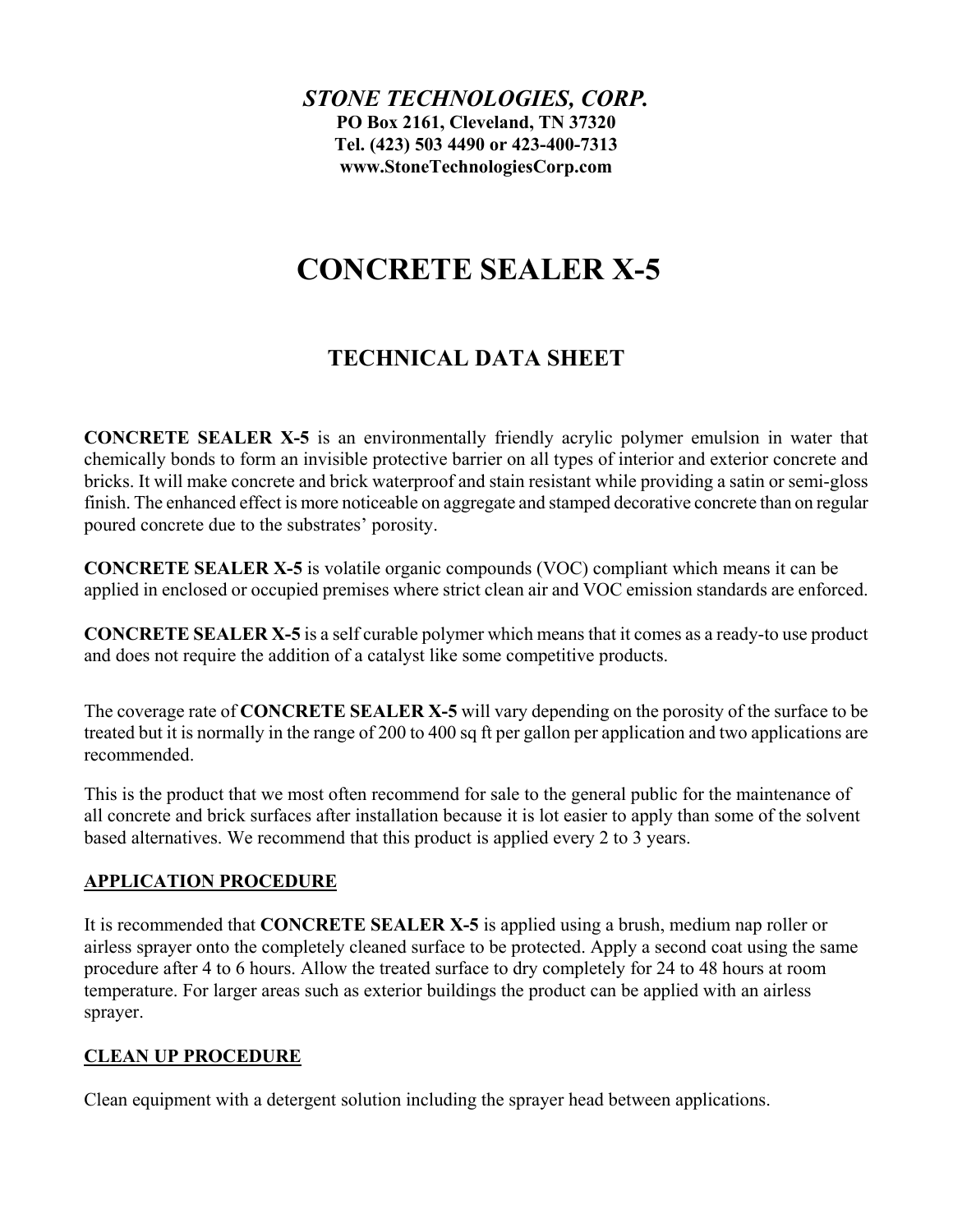***STONE TECHNOLOGIES, CORP.***

**PO Box 2161, Cleveland, TN 37320**
**Tel. (423) 503 4490 or 423-400-7313**
**www.StoneTechnologiesCorp.com**

# CONCRETE SEALER X-5

## TECHNICAL DATA SHEET

**CONCRETE SEALER X-5** is an environmentally friendly acrylic polymer emulsion in water that chemically bonds to form an invisible protective barrier on all types of interior and exterior concrete and bricks. It will make concrete and brick waterproof and stain resistant while providing a satin or semi-gloss finish. The enhanced effect is more noticeable on aggregate and stamped decorative concrete than on regular poured concrete due to the substrates' porosity.

**CONCRETE SEALER X-5** is volatile organic compounds (VOC) compliant which means it can be applied in enclosed or occupied premises where strict clean air and VOC emission standards are enforced.

**CONCRETE SEALER X-5** is a self curable polymer which means that it comes as a ready-to use product and does not require the addition of a catalyst like some competitive products.

The coverage rate of **CONCRETE SEALER X-5** will vary depending on the porosity of the surface to be treated but it is normally in the range of 200 to 400 sq ft per gallon per application and two applications are recommended.

This is the product that we most often recommend for sale to the general public for the maintenance of all concrete and brick surfaces after installation because it is lot easier to apply than some of the solvent based alternatives. We recommend that this product is applied every 2 to 3 years.

### APPLICATION PROCEDURE

It is recommended that **CONCRETE SEALER X-5** is applied using a brush, medium nap roller or airless sprayer onto the completely cleaned surface to be protected. Apply a second coat using the same procedure after 4 to 6 hours. Allow the treated surface to dry completely for 24 to 48 hours at room temperature. For larger areas such as exterior buildings the product can be applied with an airless sprayer.

### CLEAN UP PROCEDURE

Clean equipment with a detergent solution including the sprayer head between applications.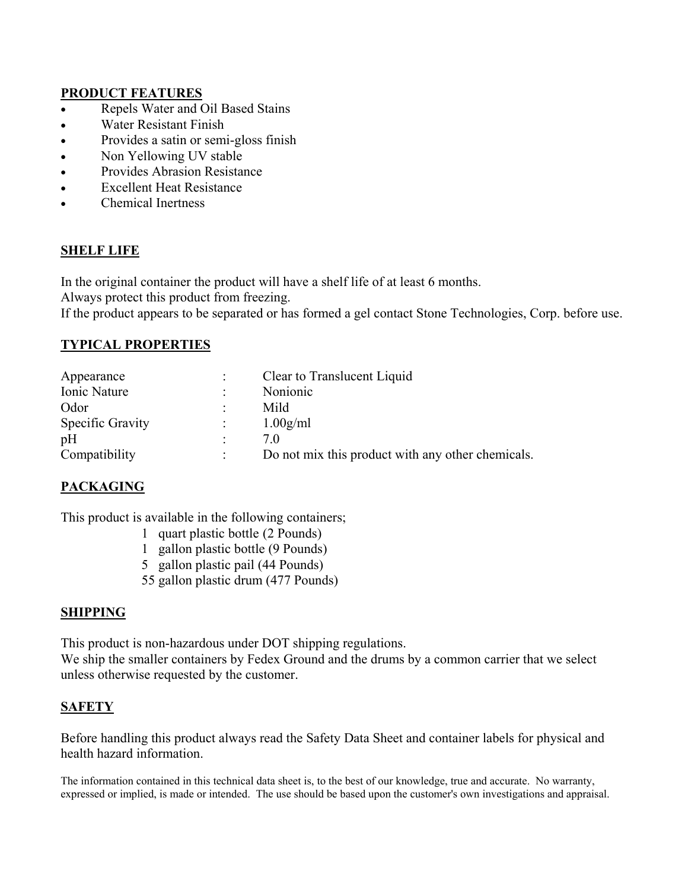## PRODUCT FEATURES

- Repels Water and Oil Based Stains
- Water Resistant Finish
- Provides a satin or semi-gloss finish
- Non Yellowing UV stable
- Provides Abrasion Resistance
- Excellent Heat Resistance
- Chemical Inertness

## SHELF LIFE

In the original container the product will have a shelf life of at least 6 months.
Always protect this product from freezing.
If the product appears to be separated or has formed a gel contact Stone Technologies, Corp. before use.

## TYPICAL PROPERTIES

| | | |
|---|---|---|
| Appearance | : | Clear to Translucent Liquid |
| Ionic Nature | : | Nonionic |
| Odor | : | Mild |
| Specific Gravity | : | 1.00g/ml |
| pH | : | 7.0 |
| Compatibility | : | Do not mix this product with any other chemicals. |

## PACKAGING

This product is available in the following containers;

1 quart plastic bottle (2 Pounds)
1 gallon plastic bottle (9 Pounds)
5 gallon plastic pail (44 Pounds)
55 gallon plastic drum (477 Pounds)

## SHIPPING

This product is non-hazardous under DOT shipping regulations.
We ship the smaller containers by Fedex Ground and the drums by a common carrier that we select unless otherwise requested by the customer.

## SAFETY

Before handling this product always read the Safety Data Sheet and container labels for physical and health hazard information.

The information contained in this technical data sheet is, to the best of our knowledge, true and accurate. No warranty, expressed or implied, is made or intended. The use should be based upon the customer's own investigations and appraisal.